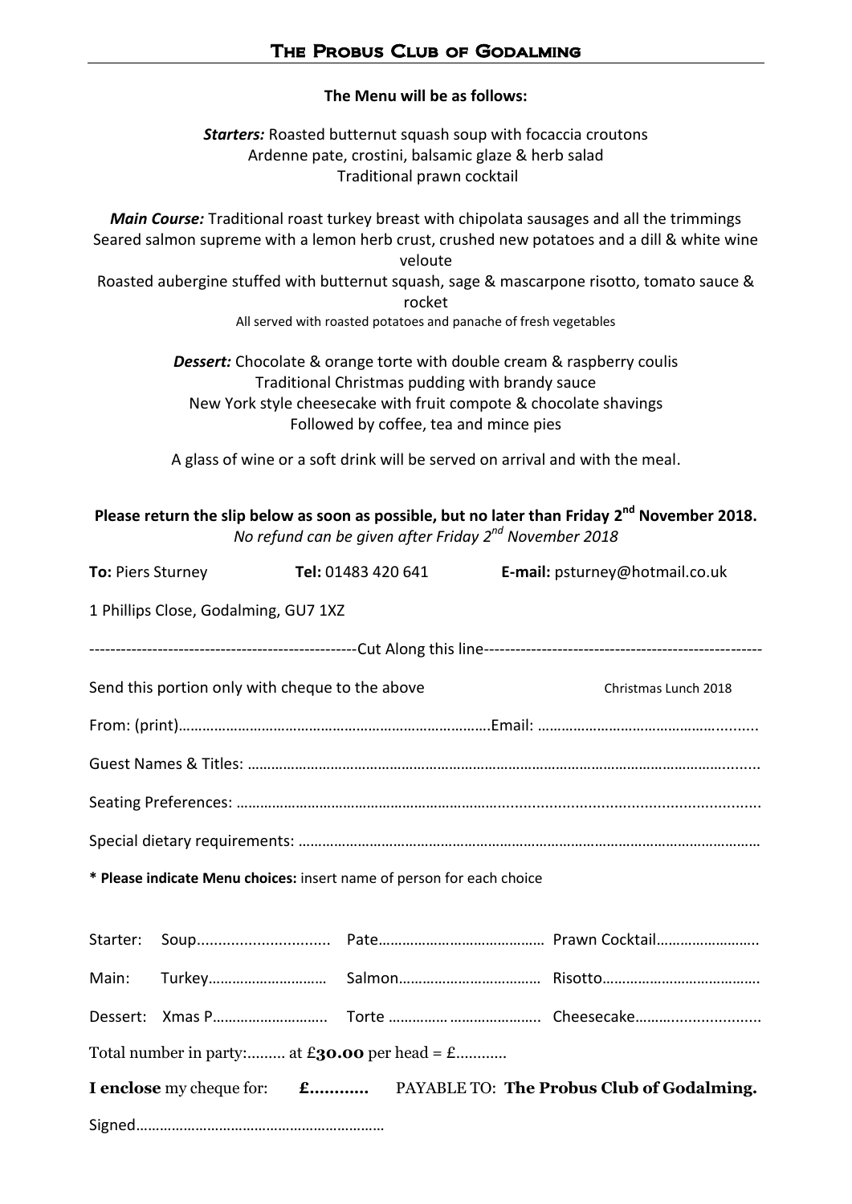# The Probus Club of Godalming

**The Menu will be as follows:**

***Starters:*** Roasted butternut squash soup with focaccia croutons
Ardenne pate, crostini, balsamic glaze & herb salad
Traditional prawn cocktail

***Main Course:*** Traditional roast turkey breast with chipolata sausages and all the trimmings
Seared salmon supreme with a lemon herb crust, crushed new potatoes and a dill & white wine veloute
Roasted aubergine stuffed with butternut squash, sage & mascarpone risotto, tomato sauce & rocket
All served with roasted potatoes and panache of fresh vegetables

***Dessert:*** Chocolate & orange torte with double cream & raspberry coulis
Traditional Christmas pudding with brandy sauce
New York style cheesecake with fruit compote & chocolate shavings
Followed by coffee, tea and mince pies

A glass of wine or a soft drink will be served on arrival and with the meal.

**Please return the slip below as soon as possible, but no later than Friday 2nd November 2018.**
*No refund can be given after Friday 2nd November 2018*

**To:** Piers Sturney **Tel:** 01483 420 641 **E-mail:** psturney@hotmail.co.uk

1 Phillips Close, Godalming, GU7 1XZ

---------------------------------------------------Cut Along this line---------------------------------------------------

Send this portion only with cheque to the above Christmas Lunch 2018

From: (print)………………………………………………………………….Email: …………………………………………........

Guest Names & Titles: …………………………………………………………………………………………………........

Seating Preferences: ………………………………………………………........................................................

Special dietary requirements: ………………………………………………………………………………………………

**\* Please indicate Menu choices:** insert name of person for each choice

| | | | |
|---|---|---|---|
| Starter: | Soup.............................. | Pate…………………………………… | Prawn Cocktail……………………. |
| Main: | Turkey……………………….. | Salmon……………………………… | Risotto………………………………… |
| Dessert: | Xmas P………………………. | Torte …………… ………………….. | Cheesecake…………................... |

Total number in party:......... at £**30.00** per head = £...........

**I enclose** my cheque for: **£...........** PAYABLE TO: **The Probus Club of Godalming.**

Signed…………………………………………………….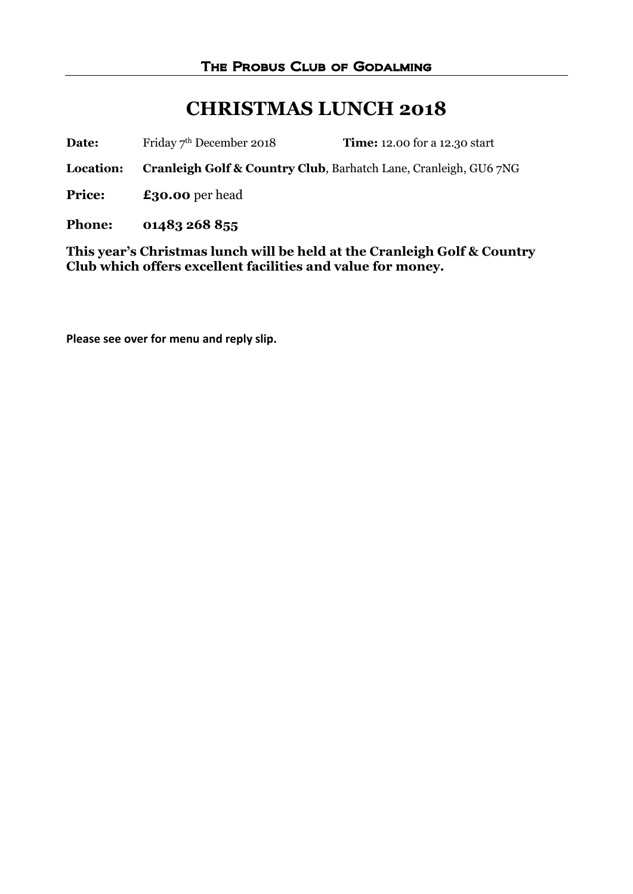The Probus Club of Godalming

# CHRISTMAS LUNCH 2018

**Date:** Friday 7th December 2018 **Time:** 12.00 for a 12.30 start

**Location:** **Cranleigh Golf & Country Club**, Barhatch Lane, Cranleigh, GU6 7NG

**Price:** **£30.00** per head

**Phone:** **01483 268 855**

**This year's Christmas lunch will be held at the Cranleigh Golf & Country Club which offers excellent facilities and value for money.**

**Please see over for menu and reply slip.**